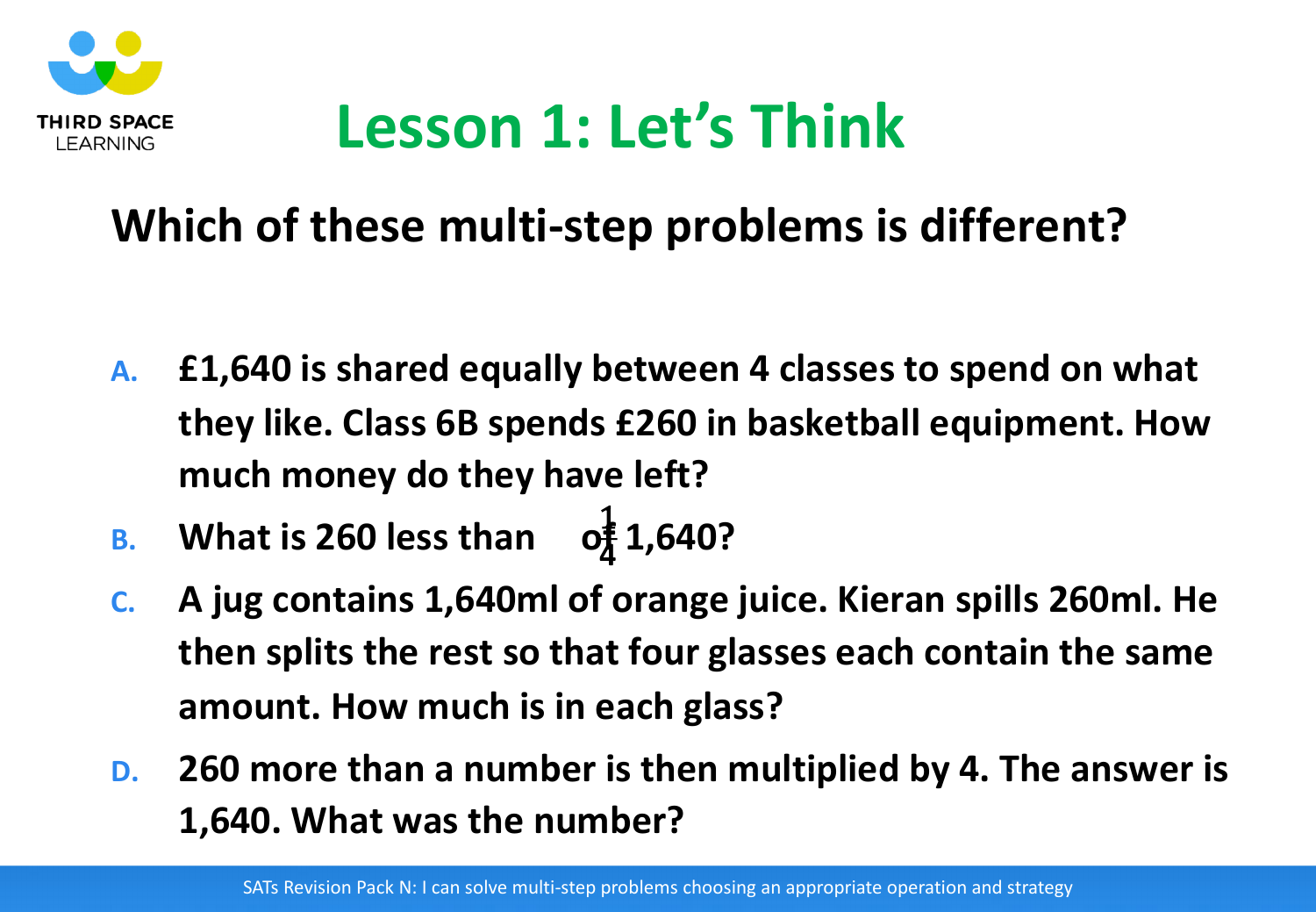# Lesson 1: Let's Think

## Which of these multi-step problems is different?

- **A.** £1,640 is shared equally between 4 classes to spend on what they like. Class 6B spends £260 in basketball equipment. How much money do they have left?
- **B.** What is 260 less than $\frac{1}{4}$ of 1,640?
- **C.** A jug contains 1,640ml of orange juice. Kieran spills 260ml. He then splits the rest so that four glasses each contain the same amount. How much is in each glass?
- **D.** 260 more than a number is then multiplied by 4. The answer is 1,640. What was the number?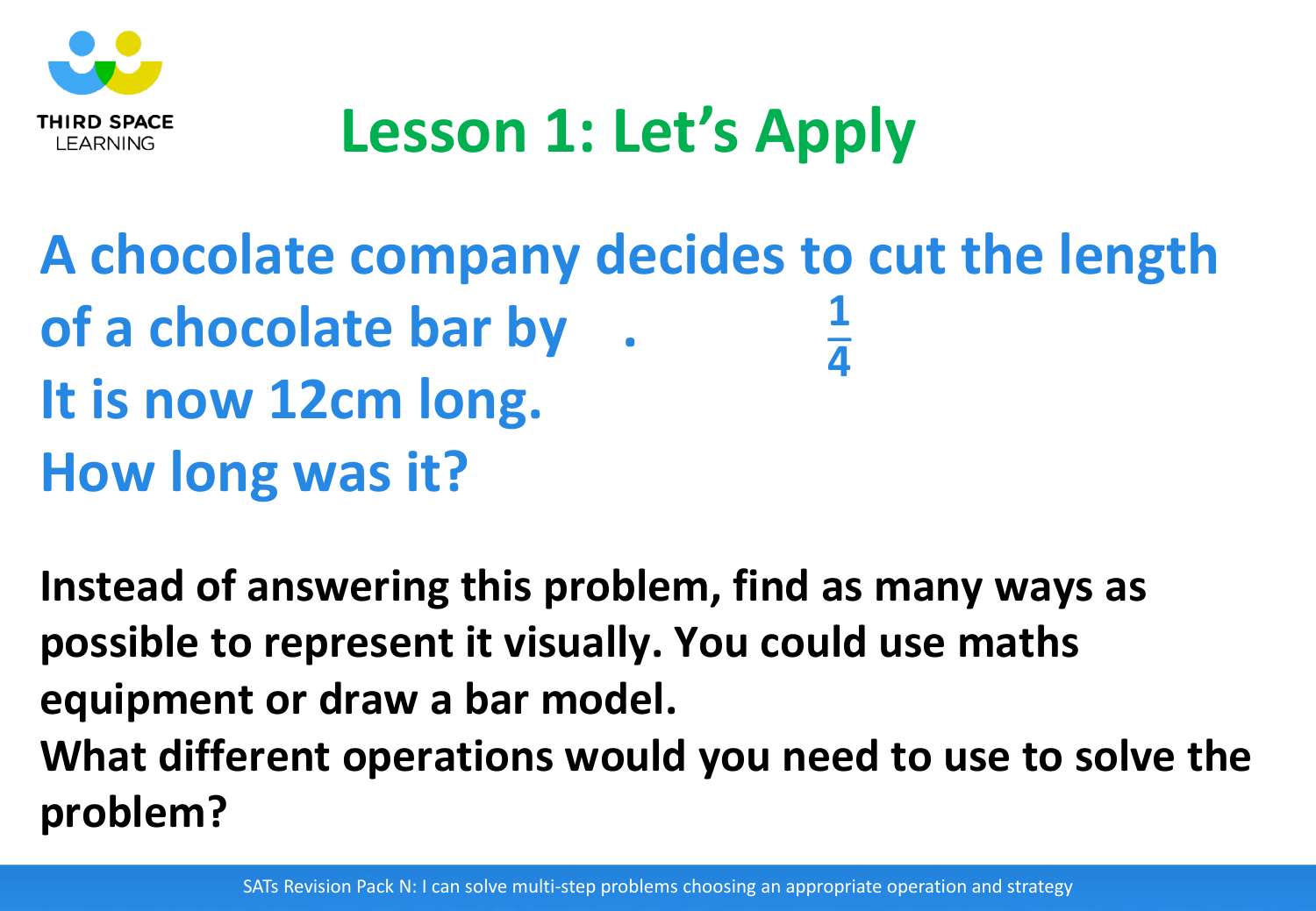# Lesson 1: Let's Apply

**A chocolate company decides to cut the length of a chocolate bar by $\frac{1}{4}$.**
**It is now 12cm long.**
**How long was it?**

**Instead of answering this problem, find as many ways as possible to represent it visually. You could use maths equipment or draw a bar model.**
**What different operations would you need to use to solve the problem?**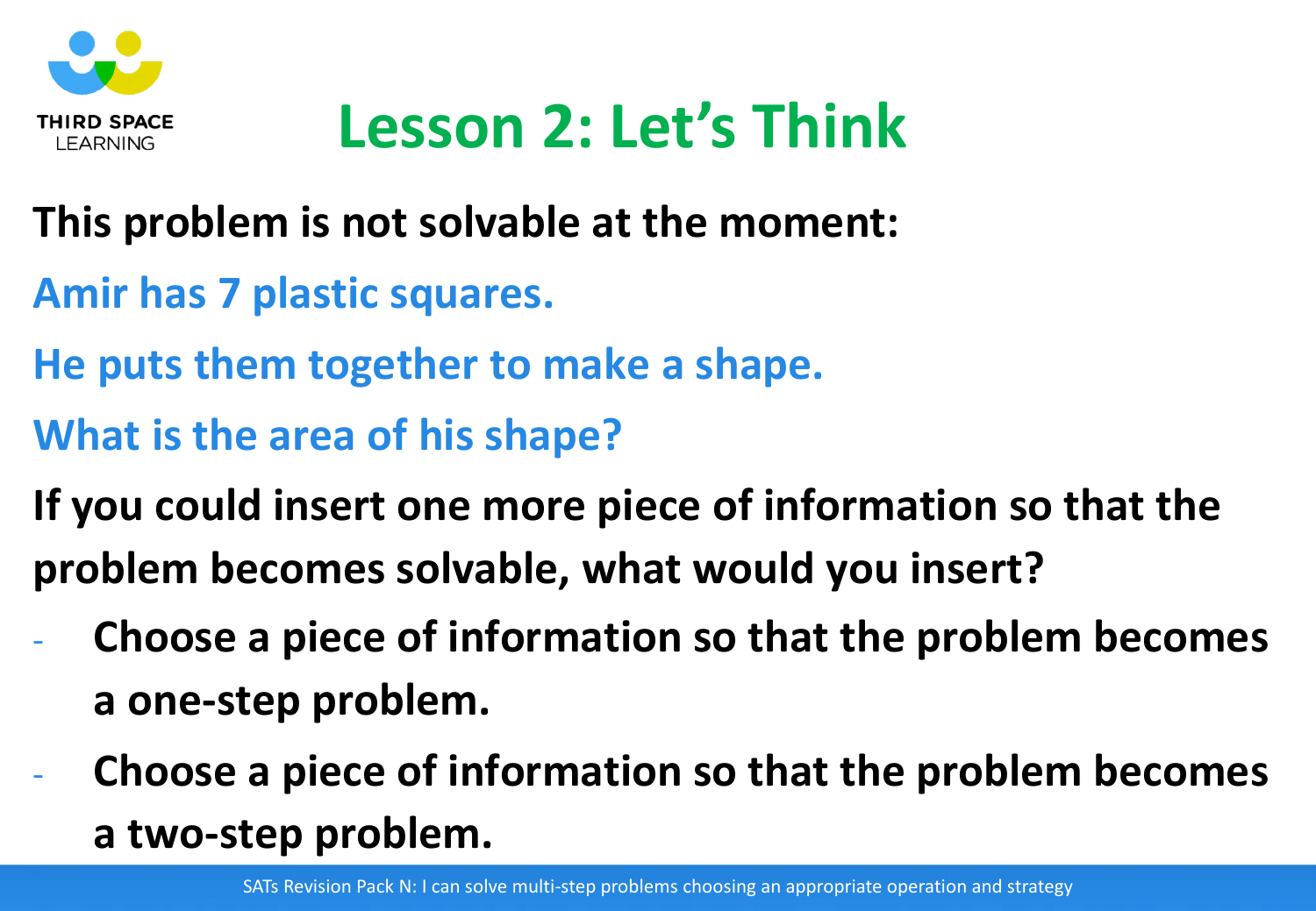# Lesson 2: Let's Think

**This problem is not solvable at the moment:**

Amir has 7 plastic squares.

He puts them together to make a shape.

What is the area of his shape?

**If you could insert one more piece of information so that the problem becomes solvable, what would you insert?**

- **Choose a piece of information so that the problem becomes a one-step problem.**
- **Choose a piece of information so that the problem becomes a two-step problem.**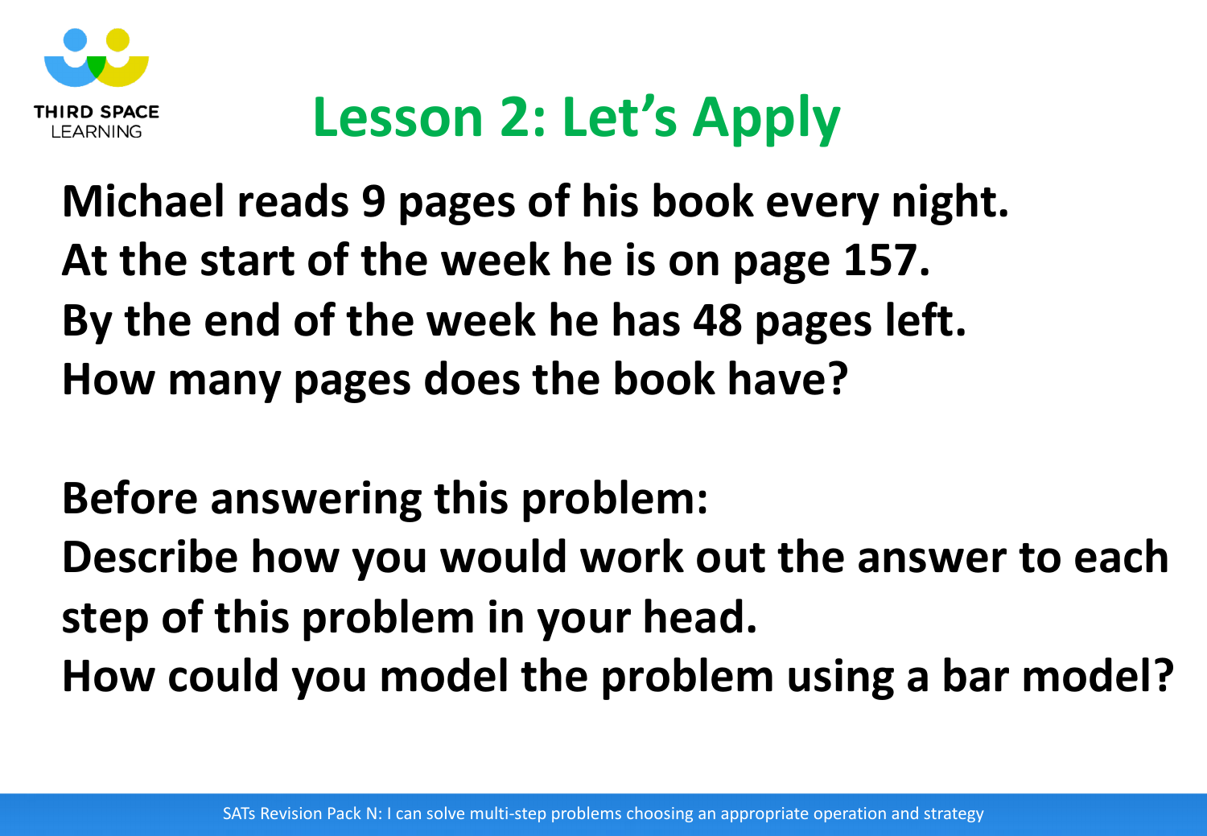# Lesson 2: Let's Apply

**Michael reads 9 pages of his book every night.**
**At the start of the week he is on page 157.**
**By the end of the week he has 48 pages left.**
**How many pages does the book have?**

**Before answering this problem:**
**Describe how you would work out the answer to each step of this problem in your head.**
**How could you model the problem using a bar model?**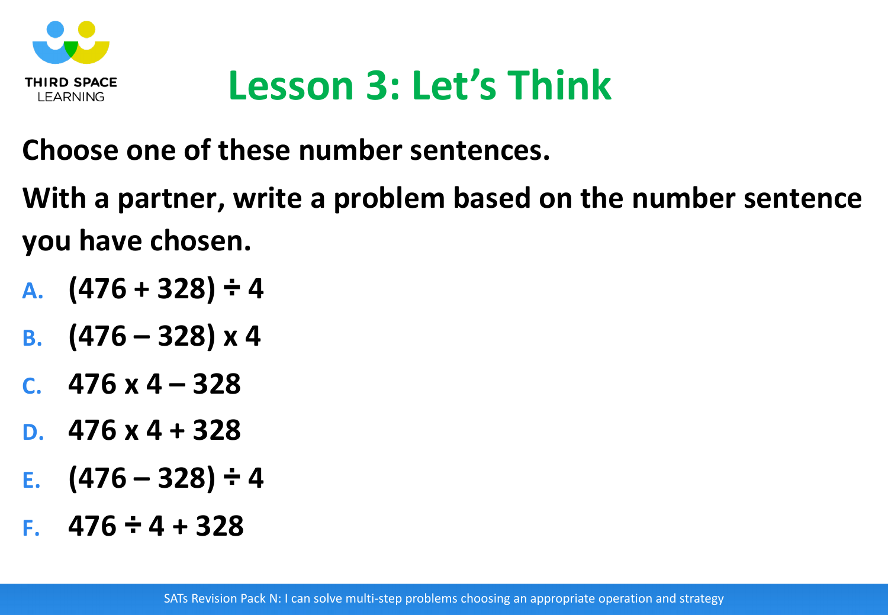# Lesson 3: Let's Think

**Choose one of these number sentences.**

**With a partner, write a problem based on the number sentence you have chosen.**

A. $(476 + 328) \div 4$

B. $(476 - 328) \times 4$

C. $476 \times 4 - 328$

D. $476 \times 4 + 328$

E. $(476 - 328) \div 4$

F. $476 \div 4 + 328$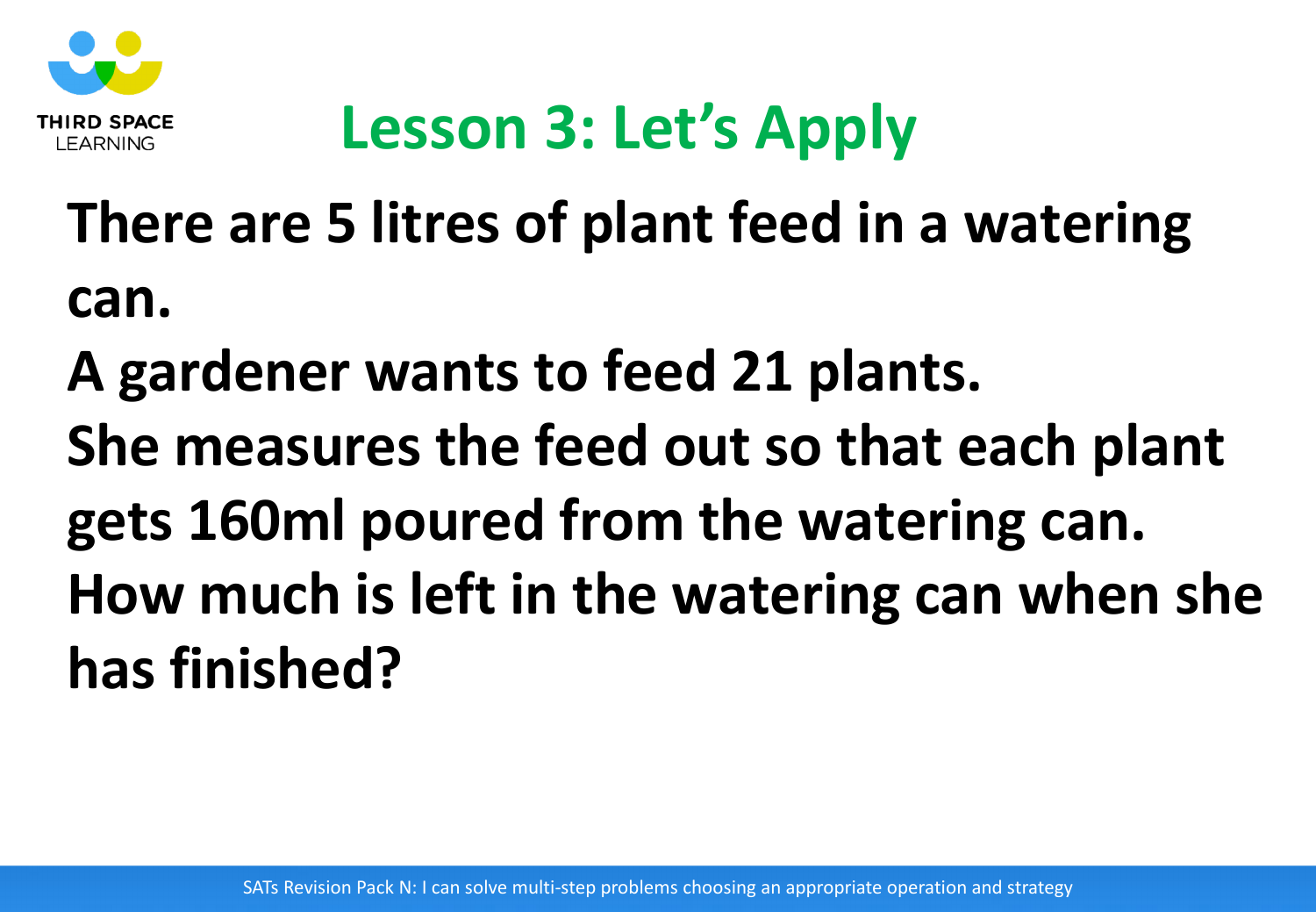# Lesson 3: Let's Apply

**There are 5 litres of plant feed in a watering can.**

**A gardener wants to feed 21 plants.**

**She measures the feed out so that each plant gets 160ml poured from the watering can.**

**How much is left in the watering can when she has finished?**